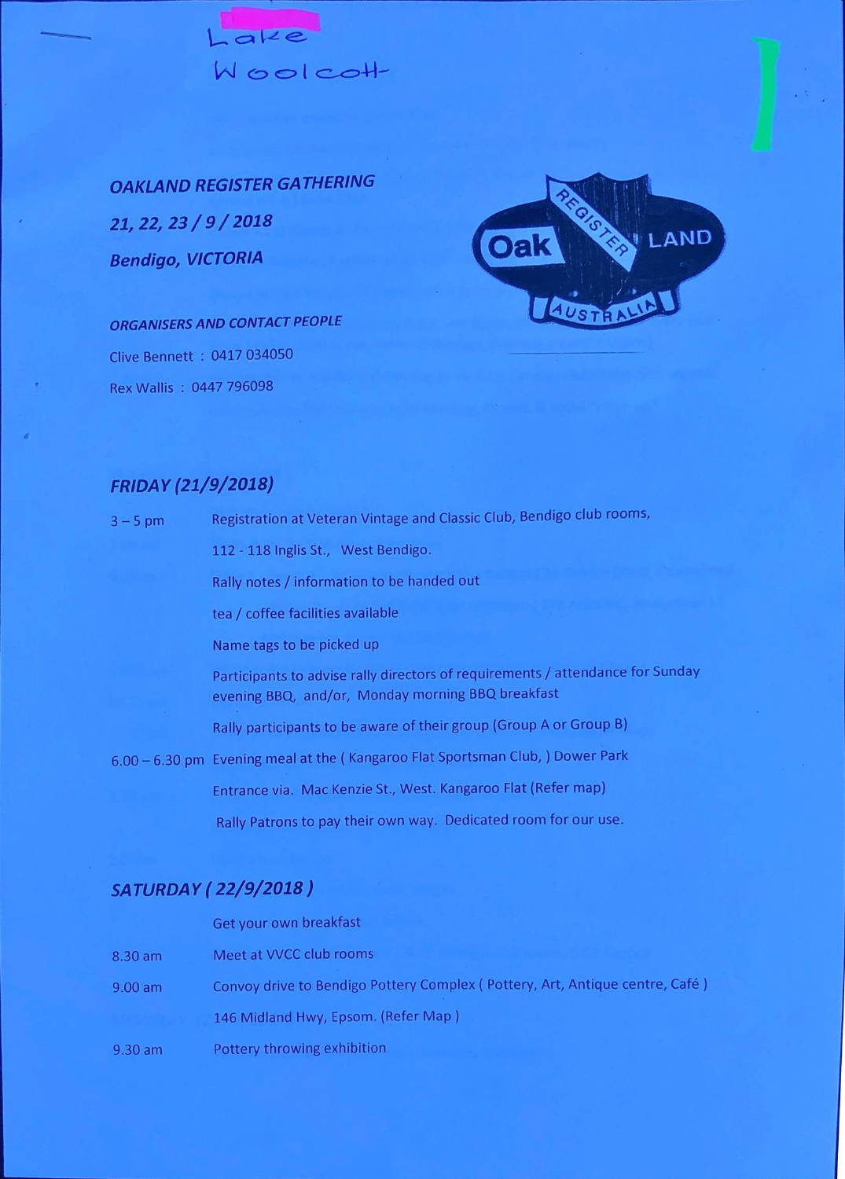Lake Woolcott

***OAKLAND REGISTER GATHERING***

***21, 22, 23 / 9 / 2018***

***Bendigo, VICTORIA***

***ORGANISERS AND CONTACT PEOPLE***

Clive Bennett : 0417 034050

Rex Wallis : 0447 796098

Oak REGISTER LAND AUSTRALIA

## ***FRIDAY (21/9/2018)***

| | |
|---|---|
| 3 – 5 pm | Registration at Veteran Vintage and Classic Club, Bendigo club rooms, |
| | 112 - 118 Inglis St., West Bendigo. |
| | Rally notes / information to be handed out |
| | tea / coffee facilities available |
| | Name tags to be picked up |
| | Participants to advise rally directors of requirements / attendance for Sunday evening BBQ, and/or, Monday morning BBQ breakfast |
| | Rally participants to be aware of their group (Group A or Group B) |
| 6.00 – 6.30 pm | Evening meal at the ( Kangaroo Flat Sportsman Club, ) Dower Park |
| | Entrance via. Mac Kenzie St., West. Kangaroo Flat (Refer map) |
| | Rally Patrons to pay their own way. Dedicated room for our use. |

## ***SATURDAY ( 22/9/2018 )***

| | |
|---|---|
| | Get your own breakfast |
| 8.30 am | Meet at VVCC club rooms |
| 9.00 am | Convoy drive to Bendigo Pottery Complex ( Pottery, Art, Antique centre, Café ) |
| | 146 Midland Hwy, Epsom. (Refer Map ) |
| 9.30 am | Pottery throwing exhibition |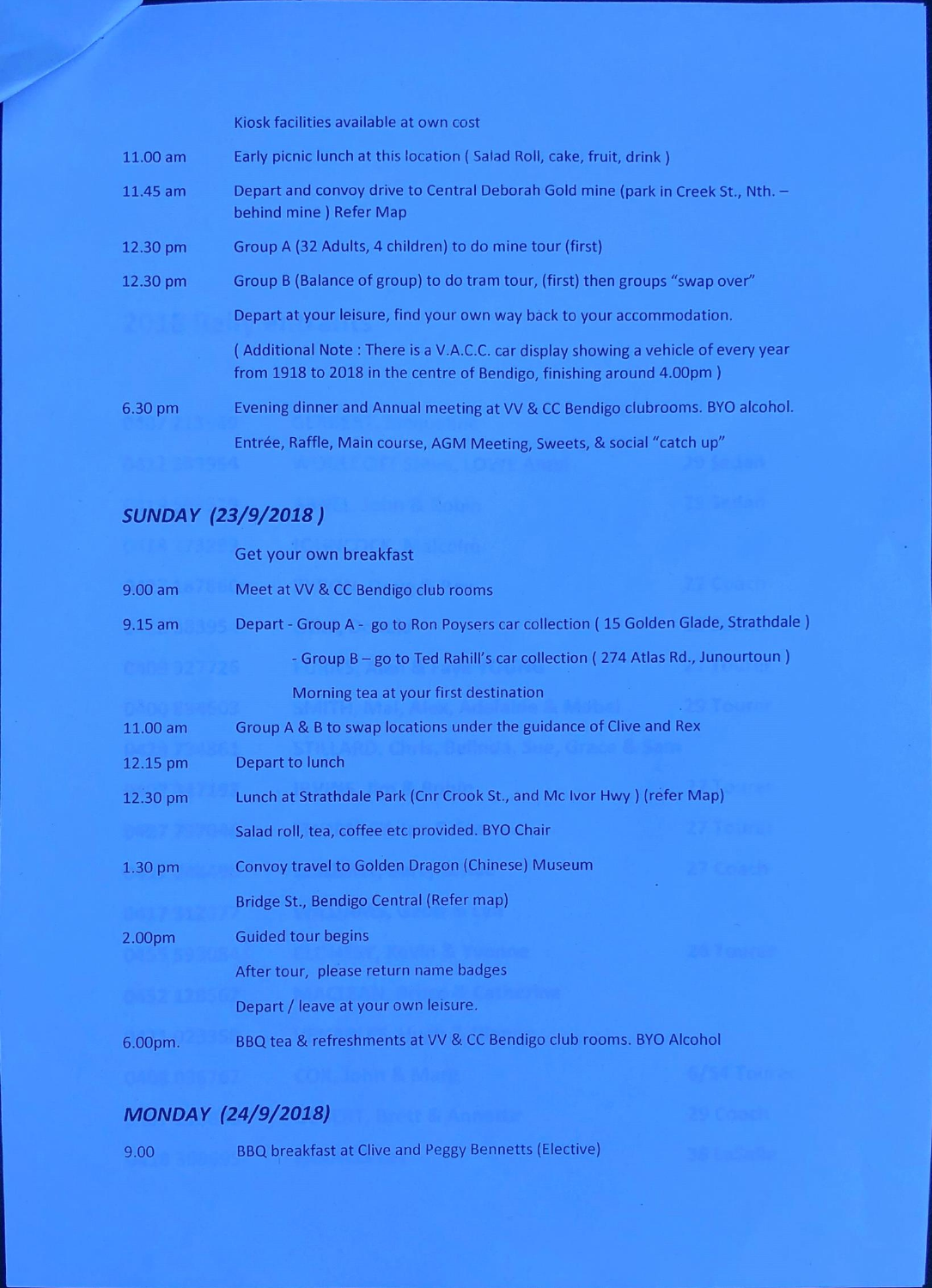Kiosk facilities available at own cost

| | |
|---|---|
| 11.00 am | Early picnic lunch at this location ( Salad Roll, cake, fruit, drink ) |
| 11.45 am | Depart and convoy drive to Central Deborah Gold mine (park in Creek St., Nth. – behind mine ) Refer Map |
| 12.30 pm | Group A (32 Adults, 4 children) to do mine tour (first) |
| 12.30 pm | Group B (Balance of group) to do tram tour, (first) then groups "swap over" |
| | Depart at your leisure, find your own way back to your accommodation. |
| | ( Additional Note : There is a V.A.C.C. car display showing a vehicle of every year from 1918 to 2018 in the centre of Bendigo, finishing around 4.00pm ) |
| 6.30 pm | Evening dinner and Annual meeting at VV & CC Bendigo clubrooms. BYO alcohol. |
| | Entrée, Raffle, Main course, AGM Meeting, Sweets, & social "catch up" |

## *SUNDAY (23/9/2018 )*

| | |
|---|---|
| | Get your own breakfast |
| 9.00 am | Meet at VV & CC Bendigo club rooms |
| 9.15 am | Depart - Group A - go to Ron Poysers car collection ( 15 Golden Glade, Strathdale ) |
| | - Group B – go to Ted Rahill's car collection ( 274 Atlas Rd., Junourtoun ) |
| | Morning tea at your first destination |
| 11.00 am | Group A & B to swap locations under the guidance of Clive and Rex |
| 12.15 pm | Depart to lunch |
| 12.30 pm | Lunch at Strathdale Park (Cnr Crook St., and Mc Ivor Hwy ) (refer Map) |
| | Salad roll, tea, coffee etc provided. BYO Chair |
| 1.30 pm | Convoy travel to Golden Dragon (Chinese) Museum |
| | Bridge St., Bendigo Central (Refer map) |
| 2.00pm | Guided tour begins |
| | After tour, please return name badges |
| | Depart / leave at your own leisure. |
| 6.00pm. | BBQ tea & refreshments at VV & CC Bendigo club rooms. BYO Alcohol |

## *MONDAY (24/9/2018)*

| | |
|---|---|
| 9.00 | BBQ breakfast at Clive and Peggy Bennetts (Elective) |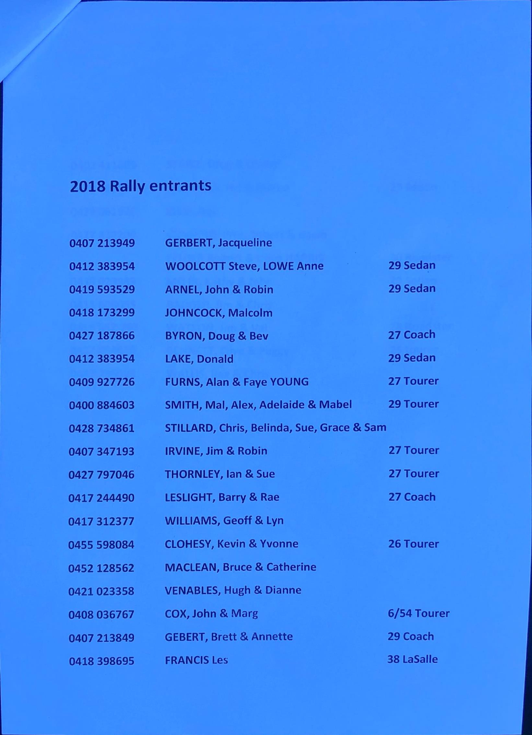## 2018 Rally entrants

| | | |
|---|---|---|
| 0407 213949 | GERBERT, Jacqueline | |
| 0412 383954 | WOOLCOTT Steve, LOWE Anne | 29 Sedan |
| 0419 593529 | ARNEL, John & Robin | 29 Sedan |
| 0418 173299 | JOHNCOCK, Malcolm | |
| 0427 187866 | BYRON, Doug & Bev | 27 Coach |
| 0412 383954 | LAKE, Donald | 29 Sedan |
| 0409 927726 | FURNS, Alan & Faye YOUNG | 27 Tourer |
| 0400 884603 | SMITH, Mal, Alex, Adelaide & Mabel | 29 Tourer |
| 0428 734861 | STILLARD, Chris, Belinda, Sue, Grace & Sam | |
| 0407 347193 | IRVINE, Jim & Robin | 27 Tourer |
| 0427 797046 | THORNLEY, Ian & Sue | 27 Tourer |
| 0417 244490 | LESLIGHT, Barry & Rae | 27 Coach |
| 0417 312377 | WILLIAMS, Geoff & Lyn | |
| 0455 598084 | CLOHESY, Kevin & Yvonne | 26 Tourer |
| 0452 128562 | MACLEAN, Bruce & Catherine | |
| 0421 023358 | VENABLES, Hugh & Dianne | |
| 0408 036767 | COX, John & Marg | 6/54 Tourer |
| 0407 213849 | GEBERT, Brett & Annette | 29 Coach |
| 0418 398695 | FRANCIS Les | 38 LaSalle |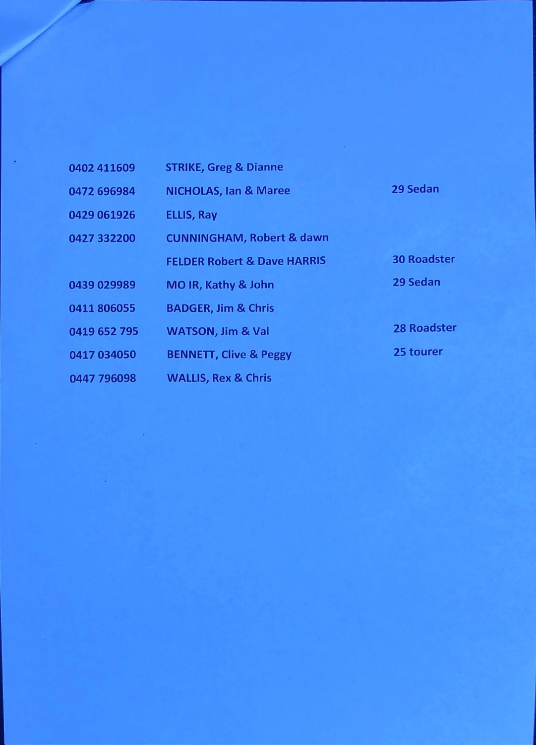| | | |
|---|---|---|
| 0402 411609 | STRIKE, Greg & Dianne | |
| 0472 696984 | NICHOLAS, Ian & Maree | 29 Sedan |
| 0429 061926 | ELLIS, Ray | |
| 0427 332200 | CUNNINGHAM, Robert & dawn | |
| | FELDER Robert & Dave HARRIS | 30 Roadster |
| 0439 029989 | MO IR, Kathy & John | 29 Sedan |
| 0411 806055 | BADGER, Jim & Chris | |
| 0419 652 795 | WATSON, Jim & Val | 28 Roadster |
| 0417 034050 | BENNETT, Clive & Peggy | 25 tourer |
| 0447 796098 | WALLIS, Rex & Chris | |